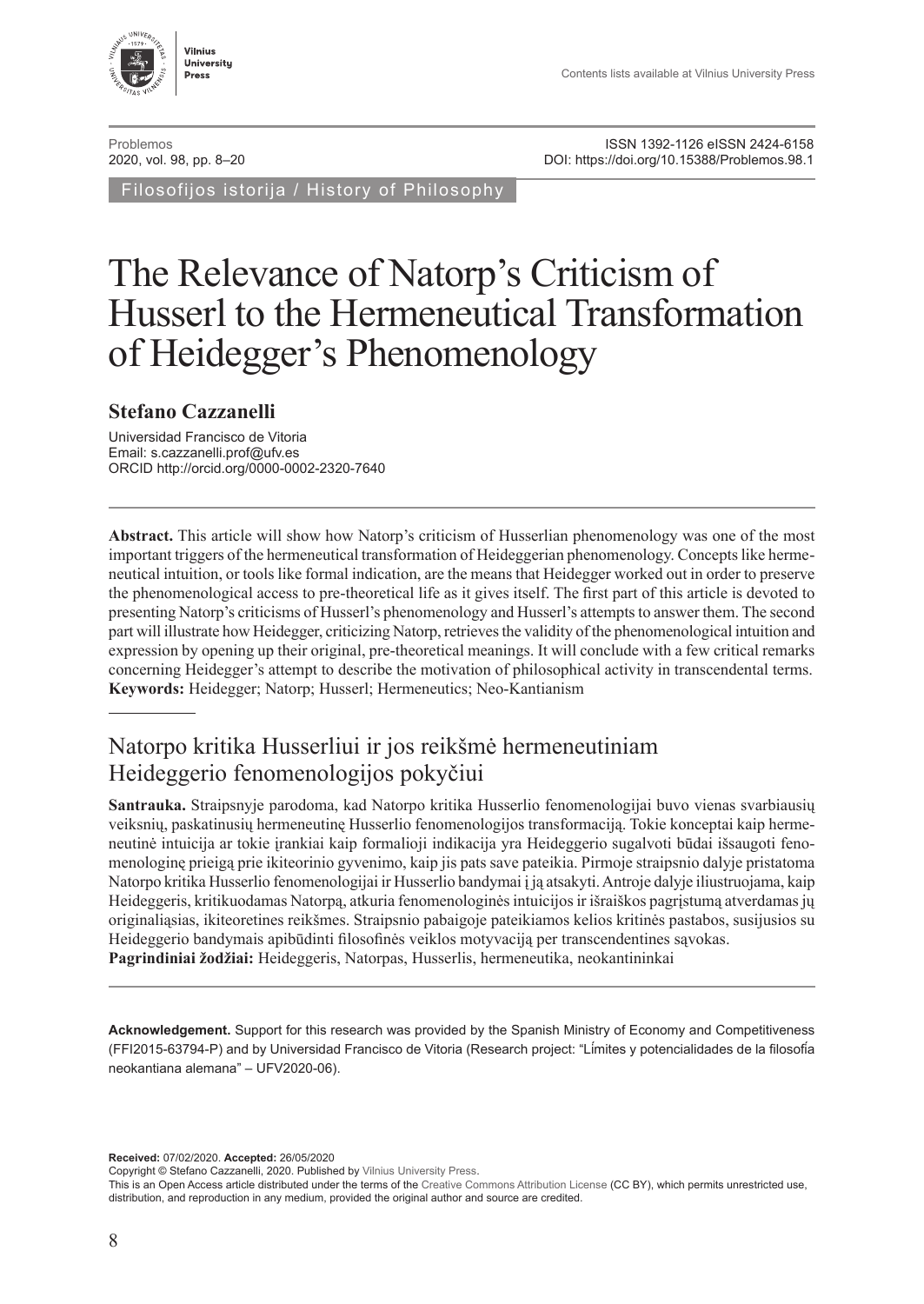Problemos
2020, vol. 98, pp. 8–20

ISSN 1392-1126 eISSN 2424-6158
DOI: https://doi.org/10.15388/Problemos.98.1

Filosofijos istorija / History of Philosophy

# The Relevance of Natorp's Criticism of Husserl to the Hermeneutical Transformation of Heidegger's Phenomenology

**Stefano Cazzanelli**

Universidad Francisco de Vitoria
Email: s.cazzanelli.prof@ufv.es
ORCID http://orcid.org/0000-0002-2320-7640

**Abstract.** This article will show how Natorp's criticism of Husserlian phenomenology was one of the most important triggers of the hermeneutical transformation of Heideggerian phenomenology. Concepts like hermeneutical intuition, or tools like formal indication, are the means that Heidegger worked out in order to preserve the phenomenological access to pre-theoretical life as it gives itself. The first part of this article is devoted to presenting Natorp's criticisms of Husserl's phenomenology and Husserl's attempts to answer them. The second part will illustrate how Heidegger, criticizing Natorp, retrieves the validity of the phenomenological intuition and expression by opening up their original, pre-theoretical meanings. It will conclude with a few critical remarks concerning Heidegger's attempt to describe the motivation of philosophical activity in transcendental terms.
**Keywords:** Heidegger; Natorp; Husserl; Hermeneutics; Neo-Kantianism

## Natorpo kritika Husserliui ir jos reikšmė hermeneutiniam Heideggerio fenomenologijos pokyčiui

**Santrauka.** Straipsnyje parodoma, kad Natorpo kritika Husserlio fenomenologijai buvo vienas svarbiausių veiksnių, paskatinusių hermeneutinę Husserlio fenomenologijos transformaciją. Tokie konceptai kaip hermeneutinė intuicija ar tokie įrankiai kaip formalioji indikacija yra Heideggerio sugalvoti būdai išsaugoti fenomenologinę prieigą prie ikiteorinio gyvenimo, kaip jis pats save pateikia. Pirmoje straipsnio dalyje pristatoma Natorpo kritika Husserlio fenomenologijai ir Husserlio bandymai į ją atsakyti. Antroje dalyje iliustruojama, kaip Heideggeris, kritikuodamas Natorpą, atkuria fenomenologinės intuicijos ir išraiškos pagrįstumą atverdamas jų originaliąsias, ikiteoretines reikšmes. Straipsnio pabaigoje pateikiamos kelios kritinės pastabos, susijusios su Heideggerio bandymais apibūdinti filosofinės veiklos motyvaciją per transcendentines sąvokas.
**Pagrindiniai žodžiai:** Heideggeris, Natorpas, Husserlis, hermeneutika, neokantininkai

**Acknowledgement.** Support for this research was provided by the Spanish Ministry of Economy and Competitiveness (FFI2015-63794-P) and by Universidad Francisco de Vitoria (Research project: "Límites y potencialidades de la filosofía neokantiana alemana" – UFV2020-06).

**Received:** 07/02/2020. **Accepted:** 26/05/2020
Copyright © Stefano Cazzanelli, 2020. Published by Vilnius University Press.
This is an Open Access article distributed under the terms of the Creative Commons Attribution License (CC BY), which permits unrestricted use, distribution, and reproduction in any medium, provided the original author and source are credited.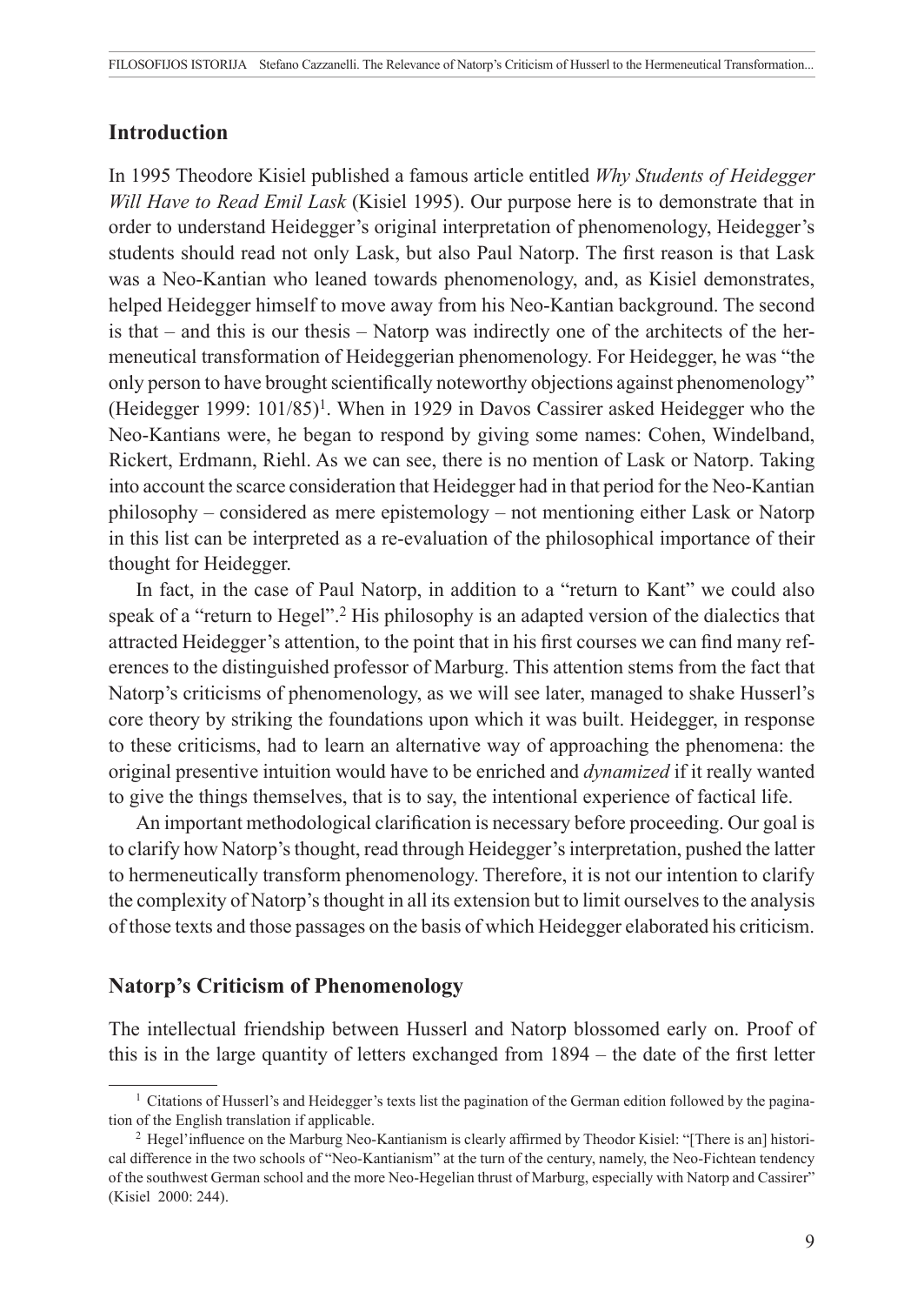## Introduction

In 1995 Theodore Kisiel published a famous article entitled *Why Students of Heidegger Will Have to Read Emil Lask* (Kisiel 1995). Our purpose here is to demonstrate that in order to understand Heidegger's original interpretation of phenomenology, Heidegger's students should read not only Lask, but also Paul Natorp. The first reason is that Lask was a Neo-Kantian who leaned towards phenomenology, and, as Kisiel demonstrates, helped Heidegger himself to move away from his Neo-Kantian background. The second is that – and this is our thesis – Natorp was indirectly one of the architects of the hermeneutical transformation of Heideggerian phenomenology. For Heidegger, he was "the only person to have brought scientifically noteworthy objections against phenomenology" (Heidegger 1999: 101/85)[1]. When in 1929 in Davos Cassirer asked Heidegger who the Neo-Kantians were, he began to respond by giving some names: Cohen, Windelband, Rickert, Erdmann, Riehl. As we can see, there is no mention of Lask or Natorp. Taking into account the scarce consideration that Heidegger had in that period for the Neo-Kantian philosophy – considered as mere epistemology – not mentioning either Lask or Natorp in this list can be interpreted as a re-evaluation of the philosophical importance of their thought for Heidegger.

In fact, in the case of Paul Natorp, in addition to a "return to Kant" we could also speak of a "return to Hegel".[2] His philosophy is an adapted version of the dialectics that attracted Heidegger's attention, to the point that in his first courses we can find many references to the distinguished professor of Marburg. This attention stems from the fact that Natorp's criticisms of phenomenology, as we will see later, managed to shake Husserl's core theory by striking the foundations upon which it was built. Heidegger, in response to these criticisms, had to learn an alternative way of approaching the phenomena: the original presentive intuition would have to be enriched and *dynamized* if it really wanted to give the things themselves, that is to say, the intentional experience of factical life.

An important methodological clarification is necessary before proceeding. Our goal is to clarify how Natorp's thought, read through Heidegger's interpretation, pushed the latter to hermeneutically transform phenomenology. Therefore, it is not our intention to clarify the complexity of Natorp's thought in all its extension but to limit ourselves to the analysis of those texts and those passages on the basis of which Heidegger elaborated his criticism.

## Natorp's Criticism of Phenomenology

The intellectual friendship between Husserl and Natorp blossomed early on. Proof of this is in the large quantity of letters exchanged from 1894 – the date of the first letter

---

[1] Citations of Husserl's and Heidegger's texts list the pagination of the German edition followed by the pagination of the English translation if applicable.

[2] Hegel'influence on the Marburg Neo-Kantianism is clearly affirmed by Theodor Kisiel: "[There is an] historical difference in the two schools of "Neo-Kantianism" at the turn of the century, namely, the Neo-Fichtean tendency of the southwest German school and the more Neo-Hegelian thrust of Marburg, especially with Natorp and Cassirer" (Kisiel 2000: 244).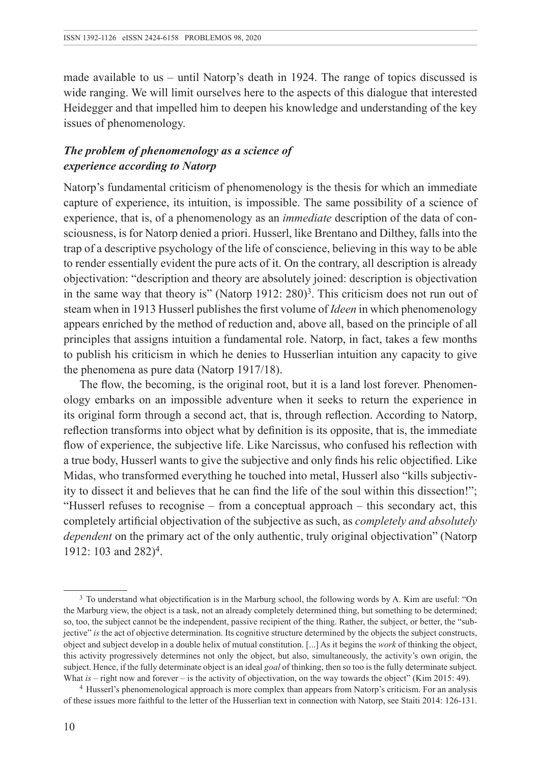made available to us – until Natorp's death in 1924. The range of topics discussed is wide ranging. We will limit ourselves here to the aspects of this dialogue that interested Heidegger and that impelled him to deepen his knowledge and understanding of the key issues of phenomenology.

### *The problem of phenomenology as a science of experience according to Natorp*

Natorp's fundamental criticism of phenomenology is the thesis for which an immediate capture of experience, its intuition, is impossible. The same possibility of a science of experience, that is, of a phenomenology as an *immediate* description of the data of consciousness, is for Natorp denied a priori. Husserl, like Brentano and Dilthey, falls into the trap of a descriptive psychology of the life of conscience, believing in this way to be able to render essentially evident the pure acts of it. On the contrary, all description is already objectivation: "description and theory are absolutely joined: description is objectivation in the same way that theory is" (Natorp 1912: 280)[3]. This criticism does not run out of steam when in 1913 Husserl publishes the first volume of *Ideen* in which phenomenology appears enriched by the method of reduction and, above all, based on the principle of all principles that assigns intuition a fundamental role. Natorp, in fact, takes a few months to publish his criticism in which he denies to Husserlian intuition any capacity to give the phenomena as pure data (Natorp 1917/18).

The flow, the becoming, is the original root, but it is a land lost forever. Phenomenology embarks on an impossible adventure when it seeks to return the experience in its original form through a second act, that is, through reflection. According to Natorp, reflection transforms into object what by definition is its opposite, that is, the immediate flow of experience, the subjective life. Like Narcissus, who confused his reflection with a true body, Husserl wants to give the subjective and only finds his relic objectified. Like Midas, who transformed everything he touched into metal, Husserl also "kills subjectivity to dissect it and believes that he can find the life of the soul within this dissection!"; "Husserl refuses to recognise – from a conceptual approach – this secondary act, this completely artificial objectivation of the subjective as such, as *completely and absolutely dependent* on the primary act of the only authentic, truly original objectivation" (Natorp 1912: 103 and 282)[4].

---

[3] To understand what objectification is in the Marburg school, the following words by A. Kim are useful: "On the Marburg view, the object is a task, not an already completely determined thing, but something to be determined; so, too, the subject cannot be the independent, passive recipient of the thing. Rather, the subject, or better, the "subjective" *is* the act of objective determination. Its cognitive structure determined by the objects the subject constructs, object and subject develop in a double helix of mutual constitution. [...] As it begins the *work* of thinking the object, this activity progressively determines not only the object, but also, simultaneously, the activity's own origin, the subject. Hence, if the fully determinate object is an ideal *goal* of thinking, then so too is the fully determinate subject. What *is* – right now and forever – is the activity of objectivation, on the way towards the object" (Kim 2015: 49).

[4] Husserl's phenomenological approach is more complex than appears from Natorp's criticism. For an analysis of these issues more faithful to the letter of the Husserlian text in connection with Natorp, see Staiti 2014: 126-131.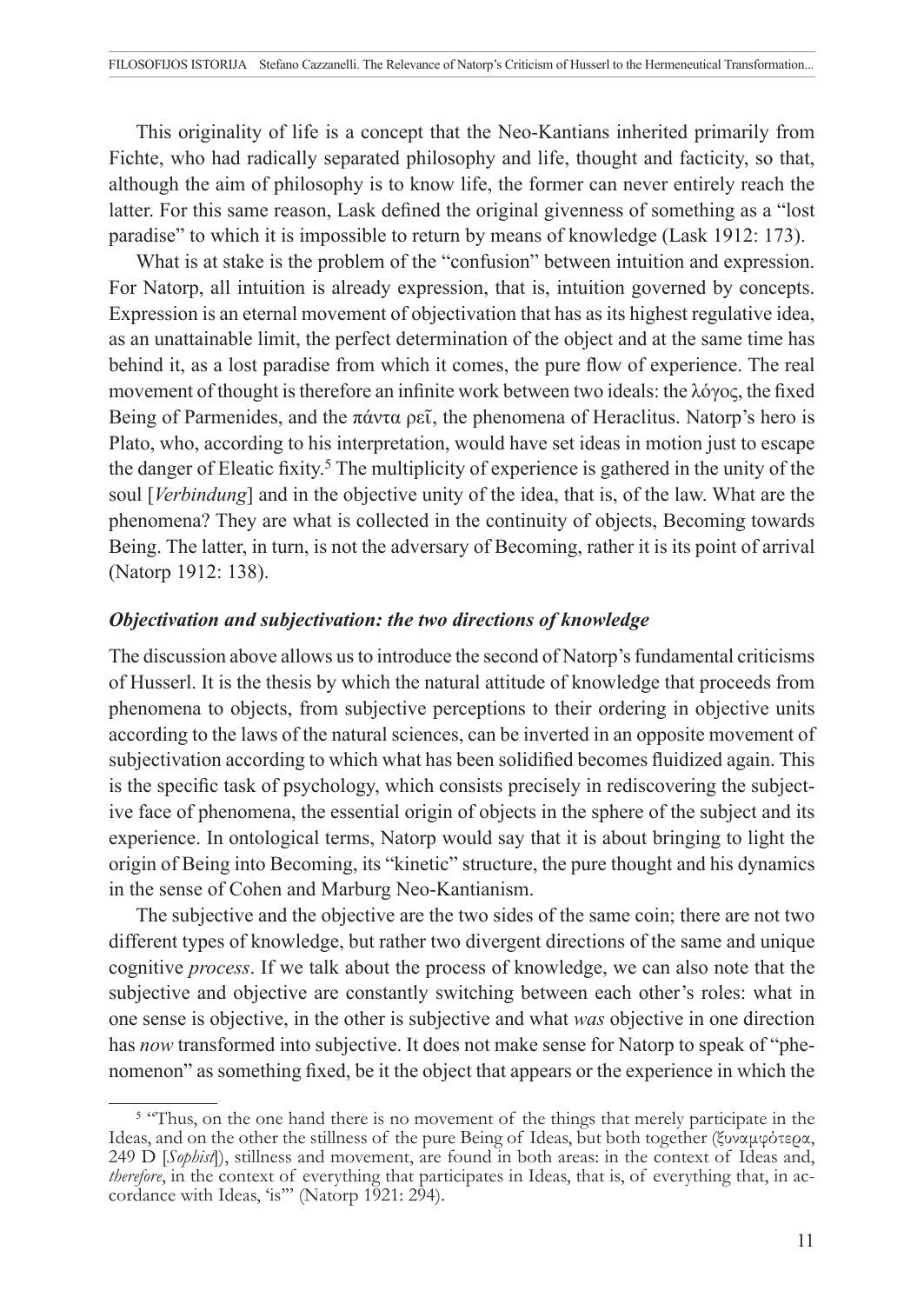This originality of life is a concept that the Neo-Kantians inherited primarily from Fichte, who had radically separated philosophy and life, thought and facticity, so that, although the aim of philosophy is to know life, the former can never entirely reach the latter. For this same reason, Lask defined the original givenness of something as a "lost paradise" to which it is impossible to return by means of knowledge (Lask 1912: 173).

What is at stake is the problem of the "confusion" between intuition and expression. For Natorp, all intuition is already expression, that is, intuition governed by concepts. Expression is an eternal movement of objectivation that has as its highest regulative idea, as an unattainable limit, the perfect determination of the object and at the same time has behind it, as a lost paradise from which it comes, the pure flow of experience. The real movement of thought is therefore an infinite work between two ideals: the λόγος, the fixed Being of Parmenides, and the πάντα ρεῖ, the phenomena of Heraclitus. Natorp's hero is Plato, who, according to his interpretation, would have set ideas in motion just to escape the danger of Eleatic fixity.[5] The multiplicity of experience is gathered in the unity of the soul [*Verbindung*] and in the objective unity of the idea, that is, of the law. What are the phenomena? They are what is collected in the continuity of objects, Becoming towards Being. The latter, in turn, is not the adversary of Becoming, rather it is its point of arrival (Natorp 1912: 138).

### *Objectivation and subjectivation: the two directions of knowledge*

The discussion above allows us to introduce the second of Natorp's fundamental criticisms of Husserl. It is the thesis by which the natural attitude of knowledge that proceeds from phenomena to objects, from subjective perceptions to their ordering in objective units according to the laws of the natural sciences, can be inverted in an opposite movement of subjectivation according to which what has been solidified becomes fluidized again. This is the specific task of psychology, which consists precisely in rediscovering the subjective face of phenomena, the essential origin of objects in the sphere of the subject and its experience. In ontological terms, Natorp would say that it is about bringing to light the origin of Being into Becoming, its "kinetic" structure, the pure thought and his dynamics in the sense of Cohen and Marburg Neo-Kantianism.

The subjective and the objective are the two sides of the same coin; there are not two different types of knowledge, but rather two divergent directions of the same and unique cognitive *process*. If we talk about the process of knowledge, we can also note that the subjective and objective are constantly switching between each other's roles: what in one sense is objective, in the other is subjective and what *was* objective in one direction has *now* transformed into subjective. It does not make sense for Natorp to speak of "phenomenon" as something fixed, be it the object that appears or the experience in which the

---

[5] "Thus, on the one hand there is no movement of the things that merely participate in the Ideas, and on the other the stillness of the pure Being of Ideas, but both together (ξυναμφότερα, 249 D [*Sophist*]), stillness and movement, are found in both areas: in the context of Ideas and, *therefore*, in the context of everything that participates in Ideas, that is, of everything that, in accordance with Ideas, 'is'" (Natorp 1921: 294).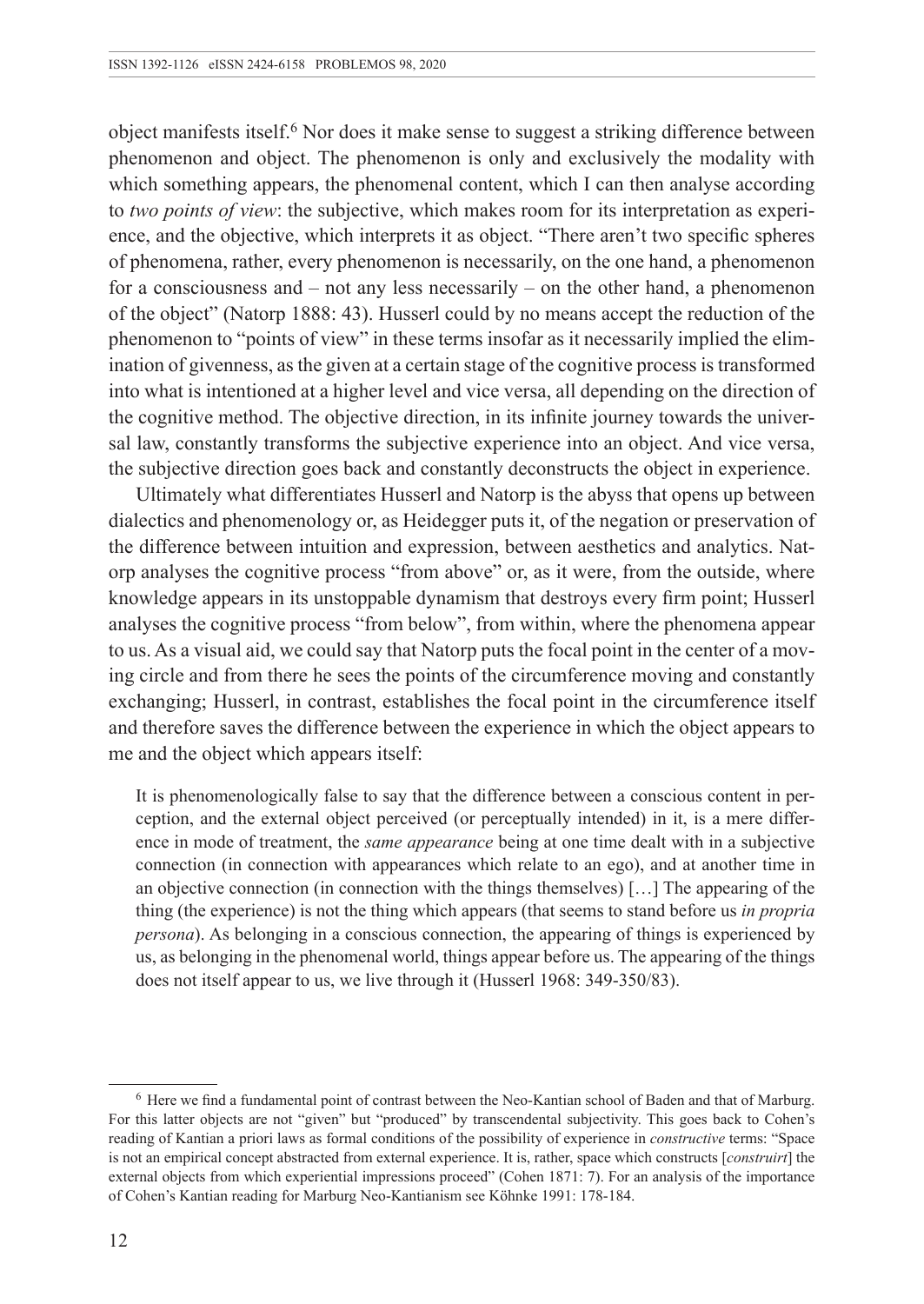object manifests itself.[6] Nor does it make sense to suggest a striking difference between phenomenon and object. The phenomenon is only and exclusively the modality with which something appears, the phenomenal content, which I can then analyse according to *two points of view*: the subjective, which makes room for its interpretation as experience, and the objective, which interprets it as object. "There aren't two specific spheres of phenomena, rather, every phenomenon is necessarily, on the one hand, a phenomenon for a consciousness and – not any less necessarily – on the other hand, a phenomenon of the object" (Natorp 1888: 43). Husserl could by no means accept the reduction of the phenomenon to "points of view" in these terms insofar as it necessarily implied the elimination of givenness, as the given at a certain stage of the cognitive process is transformed into what is intentioned at a higher level and vice versa, all depending on the direction of the cognitive method. The objective direction, in its infinite journey towards the universal law, constantly transforms the subjective experience into an object. And vice versa, the subjective direction goes back and constantly deconstructs the object in experience.

Ultimately what differentiates Husserl and Natorp is the abyss that opens up between dialectics and phenomenology or, as Heidegger puts it, of the negation or preservation of the difference between intuition and expression, between aesthetics and analytics. Natorp analyses the cognitive process "from above" or, as it were, from the outside, where knowledge appears in its unstoppable dynamism that destroys every firm point; Husserl analyses the cognitive process "from below", from within, where the phenomena appear to us. As a visual aid, we could say that Natorp puts the focal point in the center of a moving circle and from there he sees the points of the circumference moving and constantly exchanging; Husserl, in contrast, establishes the focal point in the circumference itself and therefore saves the difference between the experience in which the object appears to me and the object which appears itself:

> It is phenomenologically false to say that the difference between a conscious content in perception, and the external object perceived (or perceptually intended) in it, is a mere difference in mode of treatment, the *same appearance* being at one time dealt with in a subjective connection (in connection with appearances which relate to an ego), and at another time in an objective connection (in connection with the things themselves) […] The appearing of the thing (the experience) is not the thing which appears (that seems to stand before us *in propria persona*). As belonging in a conscious connection, the appearing of things is experienced by us, as belonging in the phenomenal world, things appear before us. The appearing of the things does not itself appear to us, we live through it (Husserl 1968: 349-350/83).

---

[6] Here we find a fundamental point of contrast between the Neo-Kantian school of Baden and that of Marburg. For this latter objects are not "given" but "produced" by transcendental subjectivity. This goes back to Cohen's reading of Kantian a priori laws as formal conditions of the possibility of experience in *constructive* terms: "Space is not an empirical concept abstracted from external experience. It is, rather, space which constructs [*construirt*] the external objects from which experiential impressions proceed" (Cohen 1871: 7). For an analysis of the importance of Cohen's Kantian reading for Marburg Neo-Kantianism see Köhnke 1991: 178-184.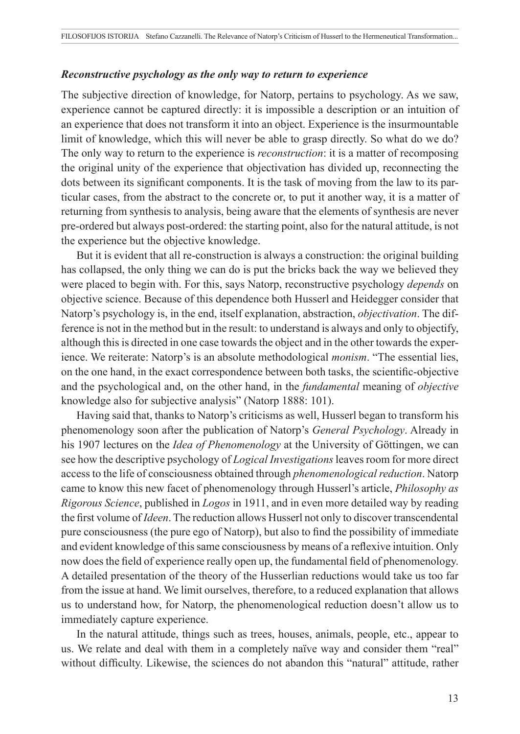### ***Reconstructive psychology as the only way to return to experience***

The subjective direction of knowledge, for Natorp, pertains to psychology. As we saw, experience cannot be captured directly: it is impossible a description or an intuition of an experience that does not transform it into an object. Experience is the insurmountable limit of knowledge, which this will never be able to grasp directly. So what do we do? The only way to return to the experience is *reconstruction*: it is a matter of recomposing the original unity of the experience that objectivation has divided up, reconnecting the dots between its significant components. It is the task of moving from the law to its particular cases, from the abstract to the concrete or, to put it another way, it is a matter of returning from synthesis to analysis, being aware that the elements of synthesis are never pre-ordered but always post-ordered: the starting point, also for the natural attitude, is not the experience but the objective knowledge.

But it is evident that all re-construction is always a construction: the original building has collapsed, the only thing we can do is put the bricks back the way we believed they were placed to begin with. For this, says Natorp, reconstructive psychology *depends* on objective science. Because of this dependence both Husserl and Heidegger consider that Natorp's psychology is, in the end, itself explanation, abstraction, *objectivation*. The difference is not in the method but in the result: to understand is always and only to objectify, although this is directed in one case towards the object and in the other towards the experience. We reiterate: Natorp's is an absolute methodological *monism*. "The essential lies, on the one hand, in the exact correspondence between both tasks, the scientific-objective and the psychological and, on the other hand, in the *fundamental* meaning of *objective* knowledge also for subjective analysis" (Natorp 1888: 101).

Having said that, thanks to Natorp's criticisms as well, Husserl began to transform his phenomenology soon after the publication of Natorp's *General Psychology*. Already in his 1907 lectures on the *Idea of Phenomenology* at the University of Göttingen, we can see how the descriptive psychology of *Logical Investigations* leaves room for more direct access to the life of consciousness obtained through *phenomenological reduction*. Natorp came to know this new facet of phenomenology through Husserl's article, *Philosophy as Rigorous Science*, published in *Logos* in 1911, and in even more detailed way by reading the first volume of *Ideen*. The reduction allows Husserl not only to discover transcendental pure consciousness (the pure ego of Natorp), but also to find the possibility of immediate and evident knowledge of this same consciousness by means of a reflexive intuition. Only now does the field of experience really open up, the fundamental field of phenomenology. A detailed presentation of the theory of the Husserlian reductions would take us too far from the issue at hand. We limit ourselves, therefore, to a reduced explanation that allows us to understand how, for Natorp, the phenomenological reduction doesn't allow us to immediately capture experience.

In the natural attitude, things such as trees, houses, animals, people, etc., appear to us. We relate and deal with them in a completely naïve way and consider them "real" without difficulty. Likewise, the sciences do not abandon this "natural" attitude, rather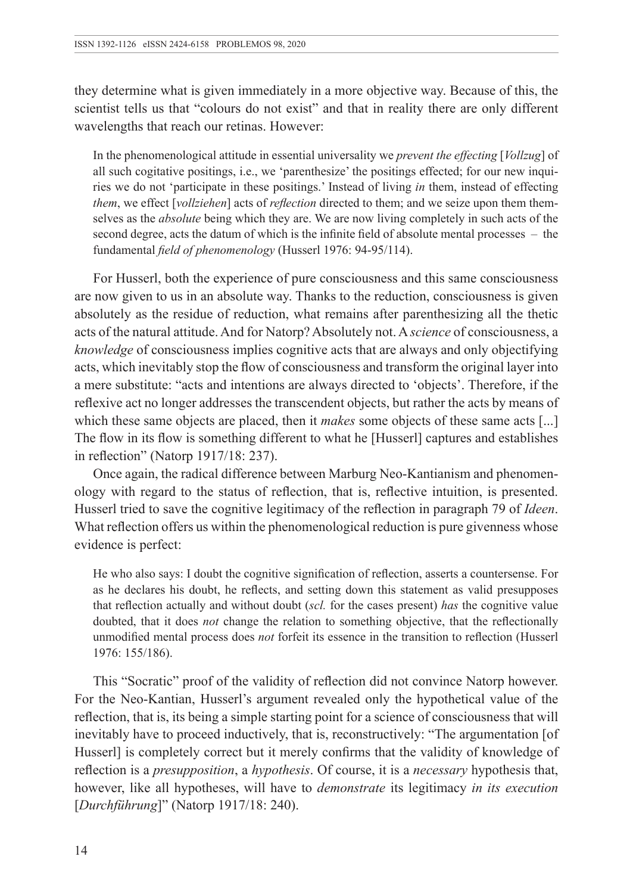they determine what is given immediately in a more objective way. Because of this, the scientist tells us that "colours do not exist" and that in reality there are only different wavelengths that reach our retinas. However:

> In the phenomenological attitude in essential universality we *prevent the effecting* [*Vollzug*] of all such cogitative positings, i.e., we 'parenthesize' the positings effected; for our new inquiries we do not 'participate in these positings.' Instead of living *in* them, instead of effecting *them*, we effect [*vollziehen*] acts of *reflection* directed to them; and we seize upon them themselves as the *absolute* being which they are. We are now living completely in such acts of the second degree, acts the datum of which is the infinite field of absolute mental processes – the fundamental *field of phenomenology* (Husserl 1976: 94-95/114).

For Husserl, both the experience of pure consciousness and this same consciousness are now given to us in an absolute way. Thanks to the reduction, consciousness is given absolutely as the residue of reduction, what remains after parenthesizing all the thetic acts of the natural attitude. And for Natorp? Absolutely not. A *science* of consciousness, a *knowledge* of consciousness implies cognitive acts that are always and only objectifying acts, which inevitably stop the flow of consciousness and transform the original layer into a mere substitute: "acts and intentions are always directed to 'objects'. Therefore, if the reflexive act no longer addresses the transcendent objects, but rather the acts by means of which these same objects are placed, then it *makes* some objects of these same acts [...] The flow in its flow is something different to what he [Husserl] captures and establishes in reflection" (Natorp 1917/18: 237).

Once again, the radical difference between Marburg Neo-Kantianism and phenomenology with regard to the status of reflection, that is, reflective intuition, is presented. Husserl tried to save the cognitive legitimacy of the reflection in paragraph 79 of *Ideen*. What reflection offers us within the phenomenological reduction is pure givenness whose evidence is perfect:

> He who also says: I doubt the cognitive signification of reflection, asserts a countersense. For as he declares his doubt, he reflects, and setting down this statement as valid presupposes that reflection actually and without doubt (*scl.* for the cases present) *has* the cognitive value doubted, that it does *not* change the relation to something objective, that the reflectionally unmodified mental process does *not* forfeit its essence in the transition to reflection (Husserl 1976: 155/186).

This "Socratic" proof of the validity of reflection did not convince Natorp however. For the Neo-Kantian, Husserl's argument revealed only the hypothetical value of the reflection, that is, its being a simple starting point for a science of consciousness that will inevitably have to proceed inductively, that is, reconstructively: "The argumentation [of Husserl] is completely correct but it merely confirms that the validity of knowledge of reflection is a *presupposition*, a *hypothesis*. Of course, it is a *necessary* hypothesis that, however, like all hypotheses, will have to *demonstrate* its legitimacy *in its execution* [*Durchführung*]" (Natorp 1917/18: 240).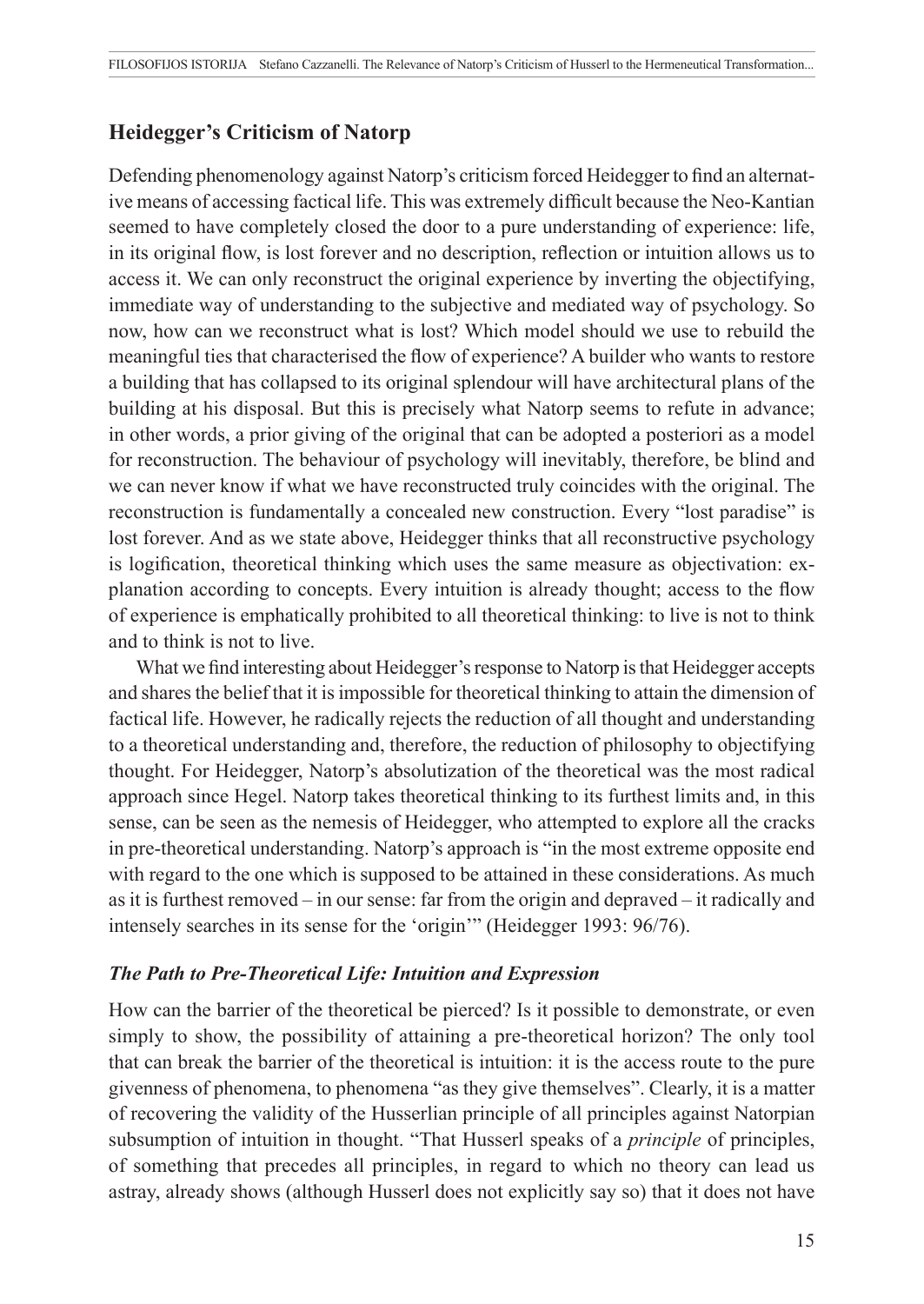## Heidegger's Criticism of Natorp

Defending phenomenology against Natorp's criticism forced Heidegger to find an alternative means of accessing factical life. This was extremely difficult because the Neo-Kantian seemed to have completely closed the door to a pure understanding of experience: life, in its original flow, is lost forever and no description, reflection or intuition allows us to access it. We can only reconstruct the original experience by inverting the objectifying, immediate way of understanding to the subjective and mediated way of psychology. So now, how can we reconstruct what is lost? Which model should we use to rebuild the meaningful ties that characterised the flow of experience? A builder who wants to restore a building that has collapsed to its original splendour will have architectural plans of the building at his disposal. But this is precisely what Natorp seems to refute in advance; in other words, a prior giving of the original that can be adopted a posteriori as a model for reconstruction. The behaviour of psychology will inevitably, therefore, be blind and we can never know if what we have reconstructed truly coincides with the original. The reconstruction is fundamentally a concealed new construction. Every "lost paradise" is lost forever. And as we state above, Heidegger thinks that all reconstructive psychology is logification, theoretical thinking which uses the same measure as objectivation: explanation according to concepts. Every intuition is already thought; access to the flow of experience is emphatically prohibited to all theoretical thinking: to live is not to think and to think is not to live.

What we find interesting about Heidegger's response to Natorp is that Heidegger accepts and shares the belief that it is impossible for theoretical thinking to attain the dimension of factical life. However, he radically rejects the reduction of all thought and understanding to a theoretical understanding and, therefore, the reduction of philosophy to objectifying thought. For Heidegger, Natorp's absolutization of the theoretical was the most radical approach since Hegel. Natorp takes theoretical thinking to its furthest limits and, in this sense, can be seen as the nemesis of Heidegger, who attempted to explore all the cracks in pre-theoretical understanding. Natorp's approach is "in the most extreme opposite end with regard to the one which is supposed to be attained in these considerations. As much as it is furthest removed – in our sense: far from the origin and depraved – it radically and intensely searches in its sense for the 'origin'" (Heidegger 1993: 96/76).

### *The Path to Pre-Theoretical Life: Intuition and Expression*

How can the barrier of the theoretical be pierced? Is it possible to demonstrate, or even simply to show, the possibility of attaining a pre-theoretical horizon? The only tool that can break the barrier of the theoretical is intuition: it is the access route to the pure givenness of phenomena, to phenomena "as they give themselves". Clearly, it is a matter of recovering the validity of the Husserlian principle of all principles against Natorpian subsumption of intuition in thought. "That Husserl speaks of a *principle* of principles, of something that precedes all principles, in regard to which no theory can lead us astray, already shows (although Husserl does not explicitly say so) that it does not have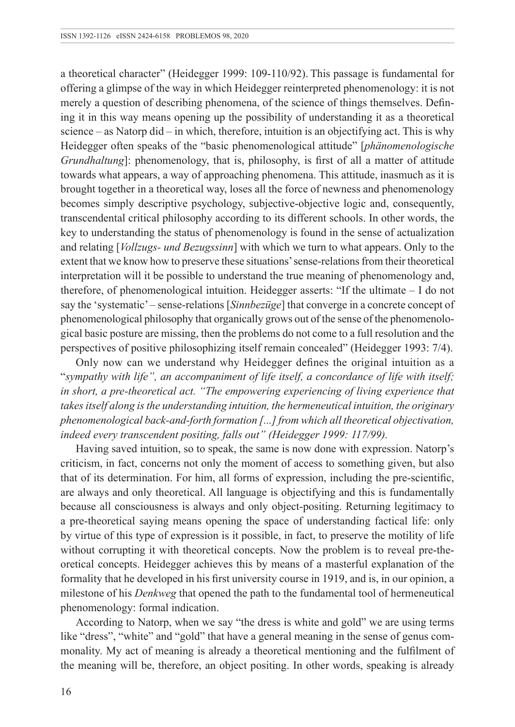a theoretical character" (Heidegger 1999: 109-110/92). This passage is fundamental for offering a glimpse of the way in which Heidegger reinterpreted phenomenology: it is not merely a question of describing phenomena, of the science of things themselves. Defining it in this way means opening up the possibility of understanding it as a theoretical science – as Natorp did – in which, therefore, intuition is an objectifying act. This is why Heidegger often speaks of the "basic phenomenological attitude" [*phänomenologische Grundhaltung*]: phenomenology, that is, philosophy, is first of all a matter of attitude towards what appears, a way of approaching phenomena. This attitude, inasmuch as it is brought together in a theoretical way, loses all the force of newness and phenomenology becomes simply descriptive psychology, subjective-objective logic and, consequently, transcendental critical philosophy according to its different schools. In other words, the key to understanding the status of phenomenology is found in the sense of actualization and relating [*Vollzugs- und Bezugssinn*] with which we turn to what appears. Only to the extent that we know how to preserve these situations' sense-relations from their theoretical interpretation will it be possible to understand the true meaning of phenomenology and, therefore, of phenomenological intuition. Heidegger asserts: "If the ultimate – I do not say the 'systematic' – sense-relations [*Sinnbezüge*] that converge in a concrete concept of phenomenological philosophy that organically grows out of the sense of the phenomenological basic posture are missing, then the problems do not come to a full resolution and the perspectives of positive philosophizing itself remain concealed" (Heidegger 1993: 7/4).

Only now can we understand why Heidegger defines the original intuition as a "*sympathy with life", an accompaniment of life itself, a concordance of life with itself; in short, a pre-theoretical act. "The empowering experiencing of living experience that takes itself along is the understanding intuition, the hermeneutical intuition, the originary phenomenological back-and-forth formation [...] from which all theoretical objectivation, indeed every transcendent positing, falls out" (Heidegger 1999: 117/99).*

Having saved intuition, so to speak, the same is now done with expression. Natorp's criticism, in fact, concerns not only the moment of access to something given, but also that of its determination. For him, all forms of expression, including the pre-scientific, are always and only theoretical. All language is objectifying and this is fundamentally because all consciousness is always and only object-positing. Returning legitimacy to a pre-theoretical saying means opening the space of understanding factical life: only by virtue of this type of expression is it possible, in fact, to preserve the motility of life without corrupting it with theoretical concepts. Now the problem is to reveal pre-theoretical concepts. Heidegger achieves this by means of a masterful explanation of the formality that he developed in his first university course in 1919, and is, in our opinion, a milestone of his *Denkweg* that opened the path to the fundamental tool of hermeneutical phenomenology: formal indication.

According to Natorp, when we say "the dress is white and gold" we are using terms like "dress", "white" and "gold" that have a general meaning in the sense of genus commonality. My act of meaning is already a theoretical mentioning and the fulfilment of the meaning will be, therefore, an object positing. In other words, speaking is already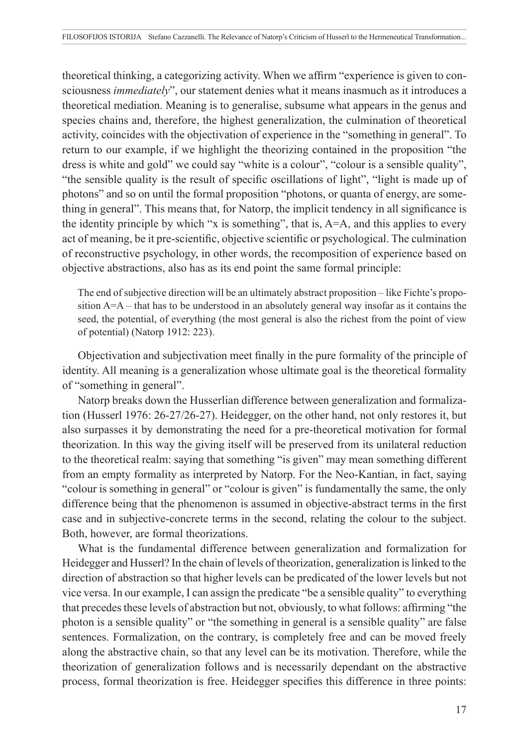theoretical thinking, a categorizing activity. When we affirm "experience is given to consciousness *immediately*", our statement denies what it means inasmuch as it introduces a theoretical mediation. Meaning is to generalise, subsume what appears in the genus and species chains and, therefore, the highest generalization, the culmination of theoretical activity, coincides with the objectivation of experience in the "something in general". To return to our example, if we highlight the theorizing contained in the proposition "the dress is white and gold" we could say "white is a colour", "colour is a sensible quality", "the sensible quality is the result of specific oscillations of light", "light is made up of photons" and so on until the formal proposition "photons, or quanta of energy, are something in general". This means that, for Natorp, the implicit tendency in all significance is the identity principle by which "x is something", that is, A=A, and this applies to every act of meaning, be it pre-scientific, objective scientific or psychological. The culmination of reconstructive psychology, in other words, the recomposition of experience based on objective abstractions, also has as its end point the same formal principle:

> The end of subjective direction will be an ultimately abstract proposition – like Fichte's proposition A=A – that has to be understood in an absolutely general way insofar as it contains the seed, the potential, of everything (the most general is also the richest from the point of view of potential) (Natorp 1912: 223).

Objectivation and subjectivation meet finally in the pure formality of the principle of identity. All meaning is a generalization whose ultimate goal is the theoretical formality of "something in general".

Natorp breaks down the Husserlian difference between generalization and formalization (Husserl 1976: 26-27/26-27). Heidegger, on the other hand, not only restores it, but also surpasses it by demonstrating the need for a pre-theoretical motivation for formal theorization. In this way the giving itself will be preserved from its unilateral reduction to the theoretical realm: saying that something "is given" may mean something different from an empty formality as interpreted by Natorp. For the Neo-Kantian, in fact, saying "colour is something in general" or "colour is given" is fundamentally the same, the only difference being that the phenomenon is assumed in objective-abstract terms in the first case and in subjective-concrete terms in the second, relating the colour to the subject. Both, however, are formal theorizations.

What is the fundamental difference between generalization and formalization for Heidegger and Husserl? In the chain of levels of theorization, generalization is linked to the direction of abstraction so that higher levels can be predicated of the lower levels but not vice versa. In our example, I can assign the predicate "be a sensible quality" to everything that precedes these levels of abstraction but not, obviously, to what follows: affirming "the photon is a sensible quality" or "the something in general is a sensible quality" are false sentences. Formalization, on the contrary, is completely free and can be moved freely along the abstractive chain, so that any level can be its motivation. Therefore, while the theorization of generalization follows and is necessarily dependant on the abstractive process, formal theorization is free. Heidegger specifies this difference in three points: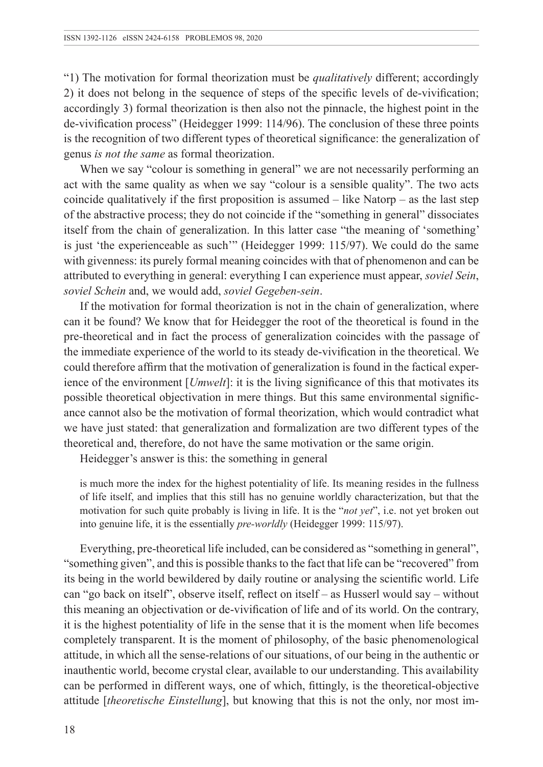"1) The motivation for formal theorization must be *qualitatively* different; accordingly 2) it does not belong in the sequence of steps of the specific levels of de-vivification; accordingly 3) formal theorization is then also not the pinnacle, the highest point in the de-vivification process" (Heidegger 1999: 114/96). The conclusion of these three points is the recognition of two different types of theoretical significance: the generalization of genus *is not the same* as formal theorization.

When we say "colour is something in general" we are not necessarily performing an act with the same quality as when we say "colour is a sensible quality". The two acts coincide qualitatively if the first proposition is assumed – like Natorp – as the last step of the abstractive process; they do not coincide if the "something in general" dissociates itself from the chain of generalization. In this latter case "the meaning of 'something' is just 'the experienceable as such'" (Heidegger 1999: 115/97). We could do the same with givenness: its purely formal meaning coincides with that of phenomenon and can be attributed to everything in general: everything I can experience must appear, *soviel Sein*, *soviel Schein* and, we would add, *soviel Gegeben-sein*.

If the motivation for formal theorization is not in the chain of generalization, where can it be found? We know that for Heidegger the root of the theoretical is found in the pre-theoretical and in fact the process of generalization coincides with the passage of the immediate experience of the world to its steady de-vivification in the theoretical. We could therefore affirm that the motivation of generalization is found in the factical experience of the environment [*Umwelt*]: it is the living significance of this that motivates its possible theoretical objectivation in mere things. But this same environmental significance cannot also be the motivation of formal theorization, which would contradict what we have just stated: that generalization and formalization are two different types of the theoretical and, therefore, do not have the same motivation or the same origin.

Heidegger's answer is this: the something in general

> is much more the index for the highest potentiality of life. Its meaning resides in the fullness of life itself, and implies that this still has no genuine worldly characterization, but that the motivation for such quite probably is living in life. It is the "*not yet*", i.e. not yet broken out into genuine life, it is the essentially *pre-worldly* (Heidegger 1999: 115/97).

Everything, pre-theoretical life included, can be considered as "something in general", "something given", and this is possible thanks to the fact that life can be "recovered" from its being in the world bewildered by daily routine or analysing the scientific world. Life can "go back on itself", observe itself, reflect on itself – as Husserl would say – without this meaning an objectivation or de-vivification of life and of its world. On the contrary, it is the highest potentiality of life in the sense that it is the moment when life becomes completely transparent. It is the moment of philosophy, of the basic phenomenological attitude, in which all the sense-relations of our situations, of our being in the authentic or inauthentic world, become crystal clear, available to our understanding. This availability can be performed in different ways, one of which, fittingly, is the theoretical-objective attitude [*theoretische Einstellung*], but knowing that this is not the only, nor most im-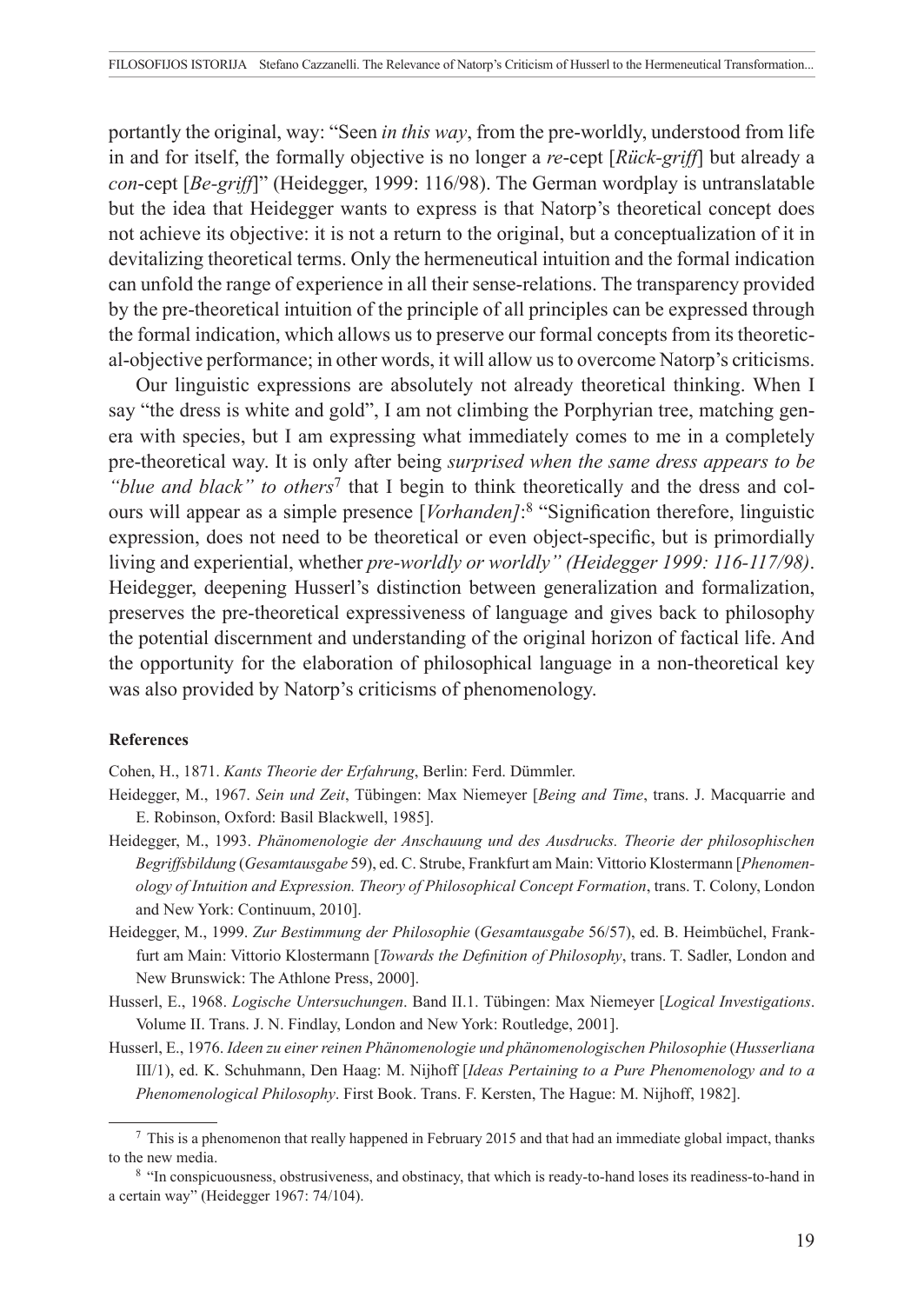portantly the original, way: "Seen *in this way*, from the pre-worldly, understood from life in and for itself, the formally objective is no longer a *re*-cept [*Rück-griff*] but already a *con*-cept [*Be-griff*]" (Heidegger, 1999: 116/98). The German wordplay is untranslatable but the idea that Heidegger wants to express is that Natorp's theoretical concept does not achieve its objective: it is not a return to the original, but a conceptualization of it in devitalizing theoretical terms. Only the hermeneutical intuition and the formal indication can unfold the range of experience in all their sense-relations. The transparency provided by the pre-theoretical intuition of the principle of all principles can be expressed through the formal indication, which allows us to preserve our formal concepts from its theoretical-objective performance; in other words, it will allow us to overcome Natorp's criticisms.

Our linguistic expressions are absolutely not already theoretical thinking. When I say "the dress is white and gold", I am not climbing the Porphyrian tree, matching genera with species, but I am expressing what immediately comes to me in a completely pre-theoretical way. It is only after being *surprised when the same dress appears to be "blue and black" to others*[7] that I begin to think theoretically and the dress and colours will appear as a simple presence [*Vorhanden]*:[8] "Signification therefore, linguistic expression, does not need to be theoretical or even object-specific, but is primordially living and experiential, whether *pre-worldly or worldly" (Heidegger 1999: 116-117/98)*. Heidegger, deepening Husserl's distinction between generalization and formalization, preserves the pre-theoretical expressiveness of language and gives back to philosophy the potential discernment and understanding of the original horizon of factical life. And the opportunity for the elaboration of philosophical language in a non-theoretical key was also provided by Natorp's criticisms of phenomenology.

**References**

Cohen, H., 1871. *Kants Theorie der Erfahrung*, Berlin: Ferd. Dümmler.

Heidegger, M., 1967. *Sein und Zeit*, Tübingen: Max Niemeyer [*Being and Time*, trans. J. Macquarrie and E. Robinson, Oxford: Basil Blackwell, 1985].

Heidegger, M., 1993. *Phänomenologie der Anschauung und des Ausdrucks. Theorie der philosophischen Begriffsbildung* (*Gesamtausgabe* 59), ed. C. Strube, Frankfurt am Main: Vittorio Klostermann [*Phenomenology of Intuition and Expression. Theory of Philosophical Concept Formation*, trans. T. Colony, London and New York: Continuum, 2010].

Heidegger, M., 1999. *Zur Bestimmung der Philosophie* (*Gesamtausgabe* 56/57), ed. B. Heimbüchel, Frankfurt am Main: Vittorio Klostermann [*Towards the Definition of Philosophy*, trans. T. Sadler, London and New Brunswick: The Athlone Press, 2000].

Husserl, E., 1968. *Logische Untersuchungen*. Band II.1. Tübingen: Max Niemeyer [*Logical Investigations*. Volume II. Trans. J. N. Findlay, London and New York: Routledge, 2001].

Husserl, E., 1976. *Ideen zu einer reinen Phänomenologie und phänomenologischen Philosophie* (*Husserliana* III/1), ed. K. Schuhmann, Den Haag: M. Nijhoff [*Ideas Pertaining to a Pure Phenomenology and to a Phenomenological Philosophy*. First Book. Trans. F. Kersten, The Hague: M. Nijhoff, 1982].

---

[7] This is a phenomenon that really happened in February 2015 and that had an immediate global impact, thanks to the new media.

[8] "In conspicuousness, obstrusiveness, and obstinacy, that which is ready-to-hand loses its readiness-to-hand in a certain way" (Heidegger 1967: 74/104).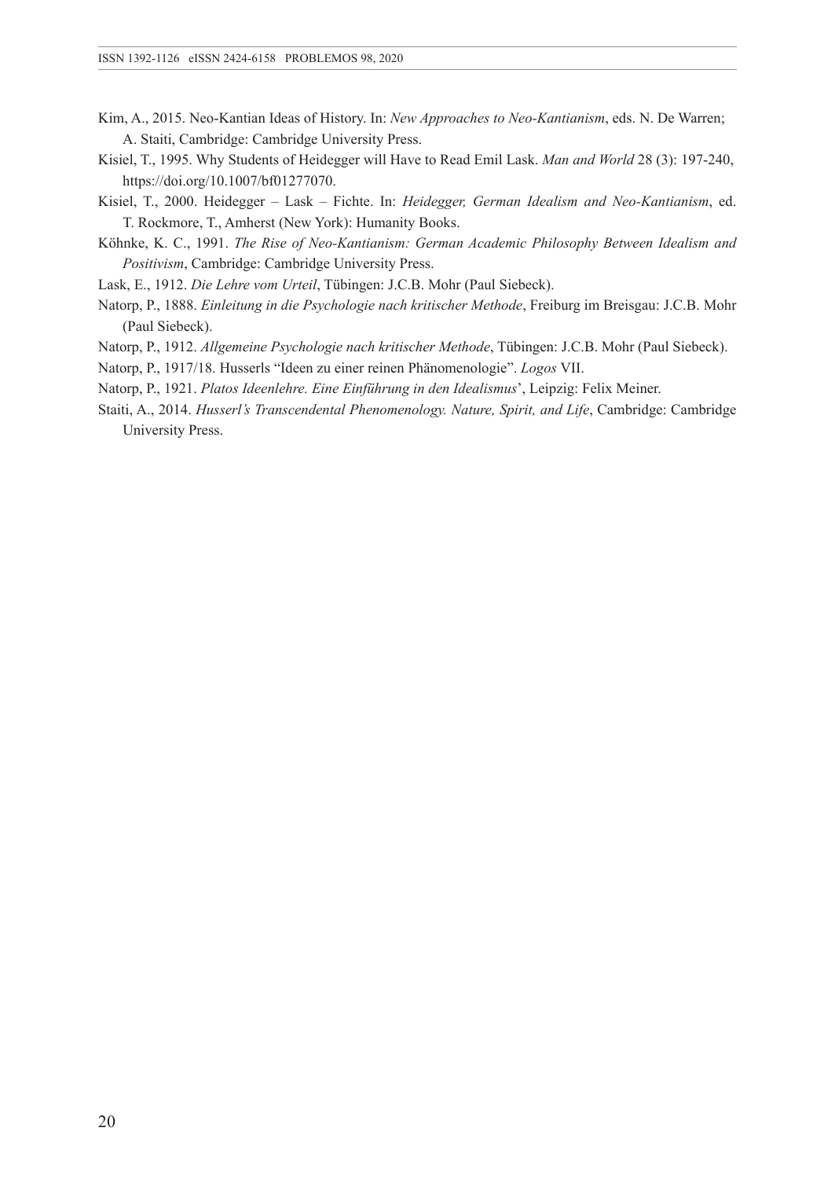Kim, A., 2015. Neo-Kantian Ideas of History. In: *New Approaches to Neo-Kantianism*, eds. N. De Warren; A. Staiti, Cambridge: Cambridge University Press.

Kisiel, T., 1995. Why Students of Heidegger will Have to Read Emil Lask. *Man and World* 28 (3): 197-240, https://doi.org/10.1007/bf01277070.

Kisiel, T., 2000. Heidegger – Lask – Fichte. In: *Heidegger, German Idealism and Neo-Kantianism*, ed. T. Rockmore, T., Amherst (New York): Humanity Books.

Köhnke, K. C., 1991. *The Rise of Neo-Kantianism: German Academic Philosophy Between Idealism and Positivism*, Cambridge: Cambridge University Press.

Lask, E., 1912. *Die Lehre vom Urteil*, Tübingen: J.C.B. Mohr (Paul Siebeck).

Natorp, P., 1888. *Einleitung in die Psychologie nach kritischer Methode*, Freiburg im Breisgau: J.C.B. Mohr (Paul Siebeck).

Natorp, P., 1912. *Allgemeine Psychologie nach kritischer Methode*, Tübingen: J.C.B. Mohr (Paul Siebeck).

Natorp, P., 1917/18. Husserls "Ideen zu einer reinen Phänomenologie". *Logos* VII.

Natorp, P., 1921. *Platos Ideenlehre. Eine Einführung in den Idealismus*', Leipzig: Felix Meiner.

Staiti, A., 2014. *Husserl's Transcendental Phenomenology. Nature, Spirit, and Life*, Cambridge: Cambridge University Press.